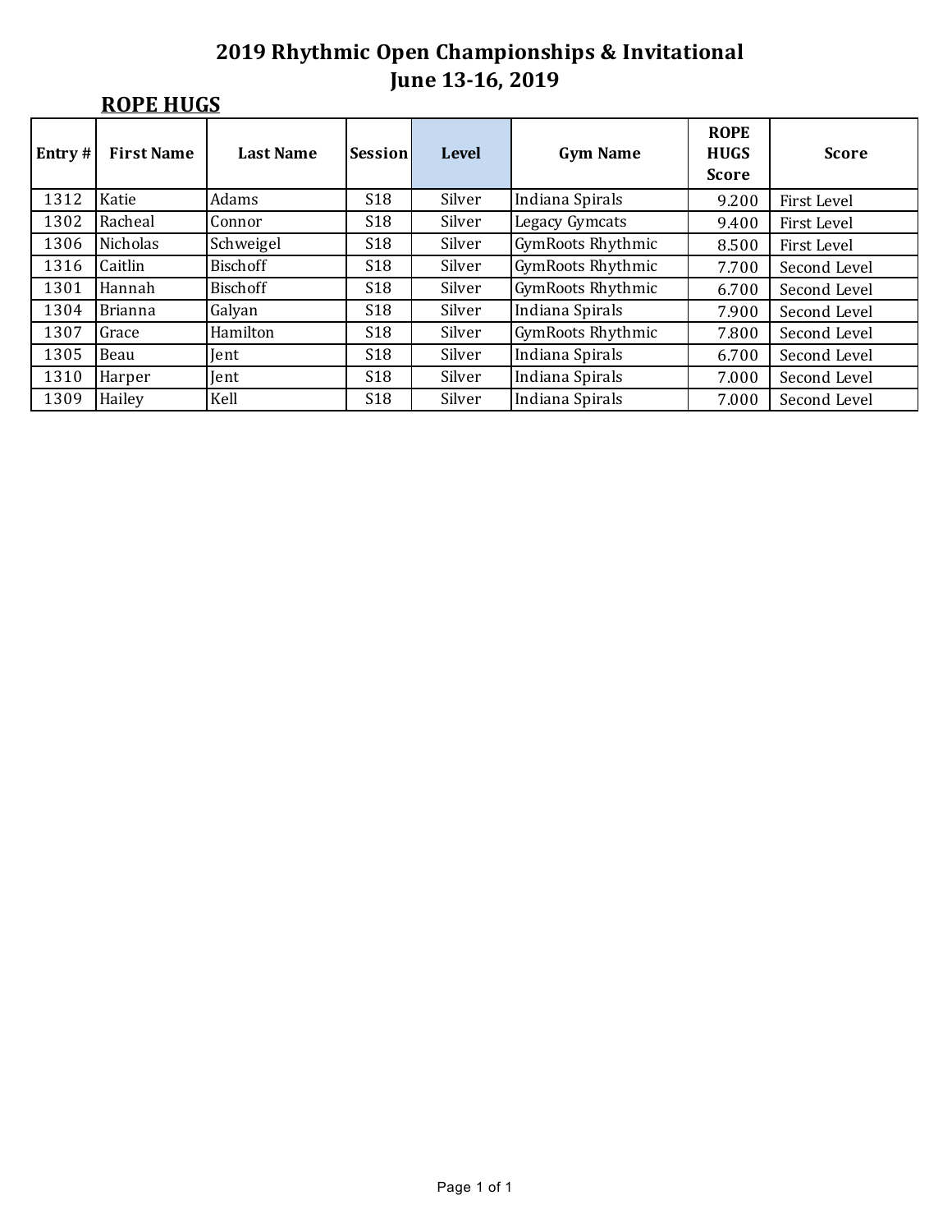# 2019 Rhythmic Open Championships & Invitational
# June 13-16, 2019

## ROPE HUGS

| Entry # | First Name | Last Name | Session | Level | Gym Name | ROPE HUGS Score | Score |
|---|---|---|---|---|---|---|---|
| 1312 | Katie | Adams | S18 | Silver | Indiana Spirals | 9.200 | First Level |
| 1302 | Racheal | Connor | S18 | Silver | Legacy Gymcats | 9.400 | First Level |
| 1306 | Nicholas | Schweigel | S18 | Silver | GymRoots Rhythmic | 8.500 | First Level |
| 1316 | Caitlin | Bischoff | S18 | Silver | GymRoots Rhythmic | 7.700 | Second Level |
| 1301 | Hannah | Bischoff | S18 | Silver | GymRoots Rhythmic | 6.700 | Second Level |
| 1304 | Brianna | Galyan | S18 | Silver | Indiana Spirals | 7.900 | Second Level |
| 1307 | Grace | Hamilton | S18 | Silver | GymRoots Rhythmic | 7.800 | Second Level |
| 1305 | Beau | Jent | S18 | Silver | Indiana Spirals | 6.700 | Second Level |
| 1310 | Harper | Jent | S18 | Silver | Indiana Spirals | 7.000 | Second Level |
| 1309 | Hailey | Kell | S18 | Silver | Indiana Spirals | 7.000 | Second Level |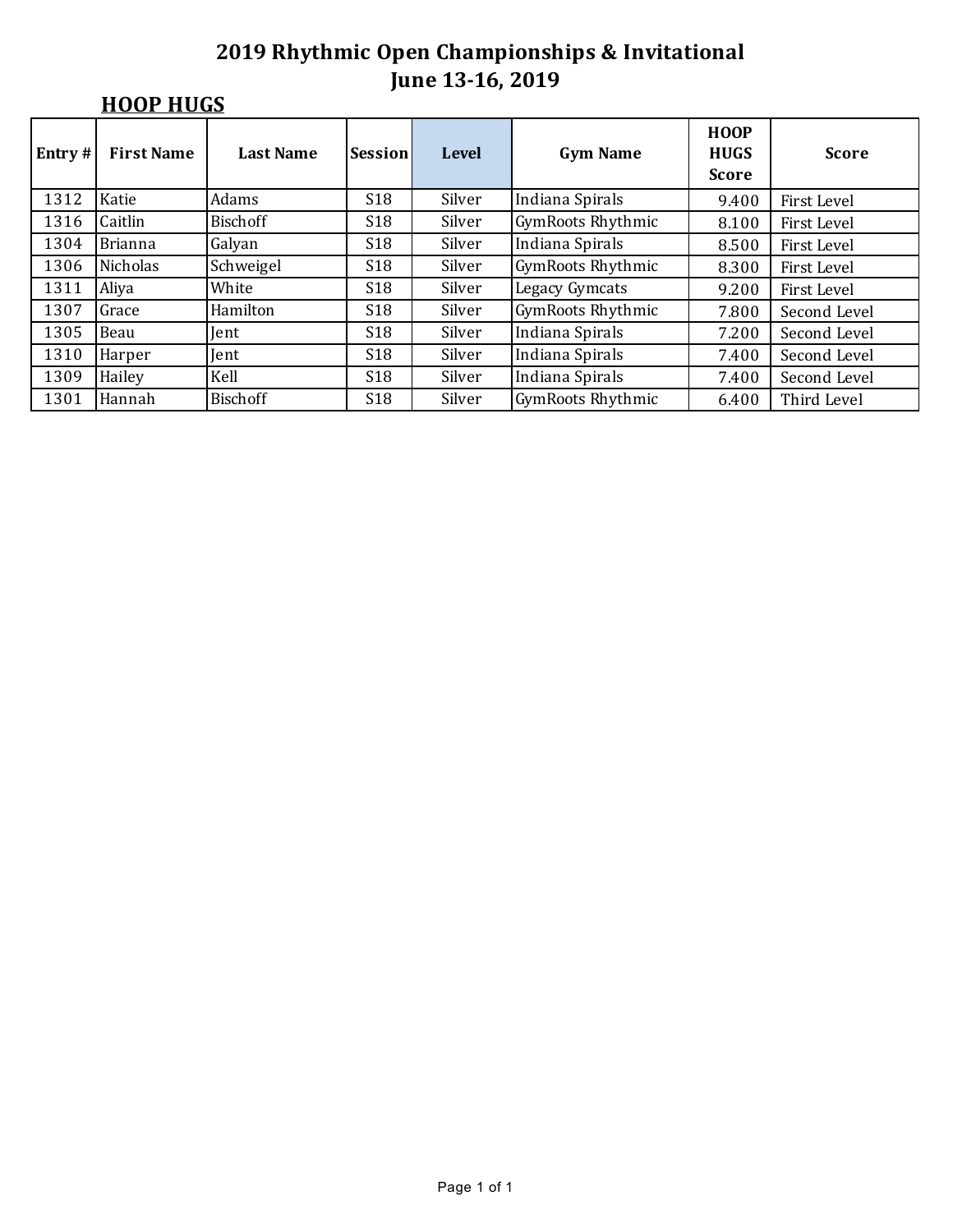# 2019 Rhythmic Open Championships & Invitational
## June 13-16, 2019

### HOOP HUGS

| Entry # | First Name | Last Name | Session | Level | Gym Name | HOOP HUGS Score | Score |
|---|---|---|---|---|---|---|---|
| 1312 | Katie | Adams | S18 | Silver | Indiana Spirals | 9.400 | First Level |
| 1316 | Caitlin | Bischoff | S18 | Silver | GymRoots Rhythmic | 8.100 | First Level |
| 1304 | Brianna | Galyan | S18 | Silver | Indiana Spirals | 8.500 | First Level |
| 1306 | Nicholas | Schweigel | S18 | Silver | GymRoots Rhythmic | 8.300 | First Level |
| 1311 | Aliya | White | S18 | Silver | Legacy Gymcats | 9.200 | First Level |
| 1307 | Grace | Hamilton | S18 | Silver | GymRoots Rhythmic | 7.800 | Second Level |
| 1305 | Beau | Jent | S18 | Silver | Indiana Spirals | 7.200 | Second Level |
| 1310 | Harper | Jent | S18 | Silver | Indiana Spirals | 7.400 | Second Level |
| 1309 | Hailey | Kell | S18 | Silver | Indiana Spirals | 7.400 | Second Level |
| 1301 | Hannah | Bischoff | S18 | Silver | GymRoots Rhythmic | 6.400 | Third Level |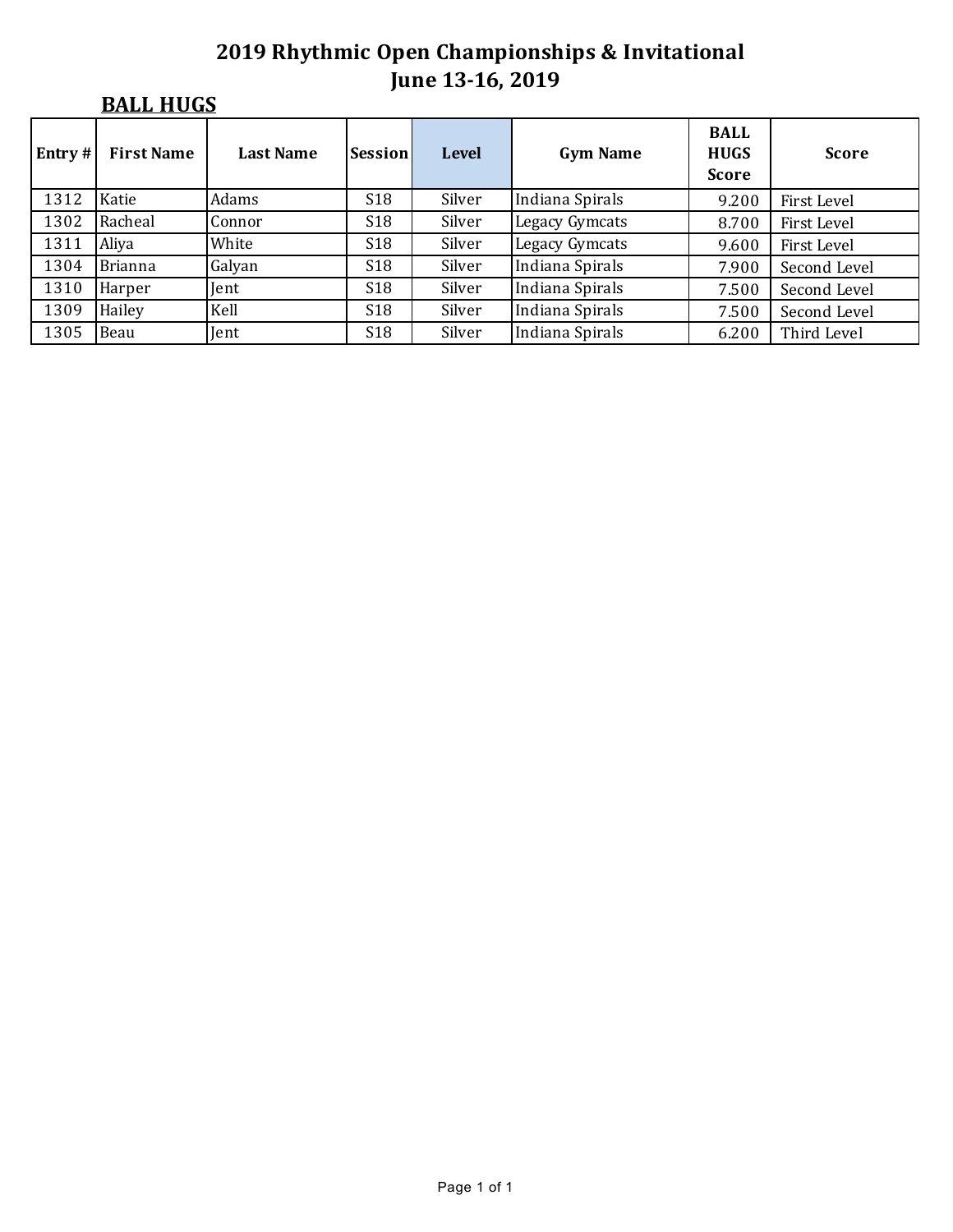# 2019 Rhythmic Open Championships & Invitational
## June 13-16, 2019

**BALL HUGS**

| Entry # | First Name | Last Name | Session | Level | Gym Name | BALL HUGS Score | Score |
|---|---|---|---|---|---|---|---|
| 1312 | Katie | Adams | S18 | Silver | Indiana Spirals | 9.200 | First Level |
| 1302 | Racheal | Connor | S18 | Silver | Legacy Gymcats | 8.700 | First Level |
| 1311 | Aliya | White | S18 | Silver | Legacy Gymcats | 9.600 | First Level |
| 1304 | Brianna | Galyan | S18 | Silver | Indiana Spirals | 7.900 | Second Level |
| 1310 | Harper | Jent | S18 | Silver | Indiana Spirals | 7.500 | Second Level |
| 1309 | Hailey | Kell | S18 | Silver | Indiana Spirals | 7.500 | Second Level |
| 1305 | Beau | Jent | S18 | Silver | Indiana Spirals | 6.200 | Third Level |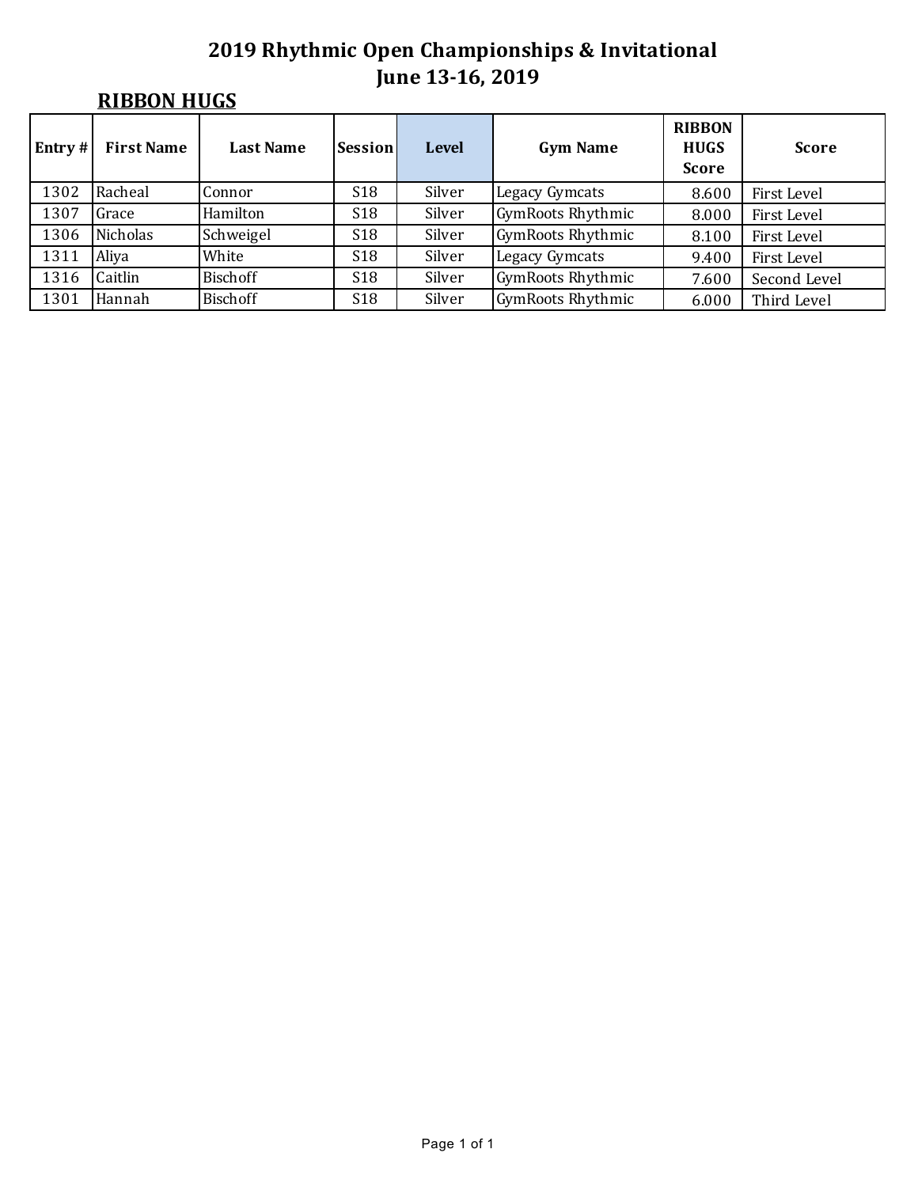# 2019 Rhythmic Open Championships & Invitational
## June 13-16, 2019

**RIBBON HUGS**

| Entry # | First Name | Last Name | Session | Level | Gym Name | RIBBON HUGS Score | Score |
|---|---|---|---|---|---|---|---|
| 1302 | Racheal | Connor | S18 | Silver | Legacy Gymcats | 8.600 | First Level |
| 1307 | Grace | Hamilton | S18 | Silver | GymRoots Rhythmic | 8.000 | First Level |
| 1306 | Nicholas | Schweigel | S18 | Silver | GymRoots Rhythmic | 8.100 | First Level |
| 1311 | Aliya | White | S18 | Silver | Legacy Gymcats | 9.400 | First Level |
| 1316 | Caitlin | Bischoff | S18 | Silver | GymRoots Rhythmic | 7.600 | Second Level |
| 1301 | Hannah | Bischoff | S18 | Silver | GymRoots Rhythmic | 6.000 | Third Level |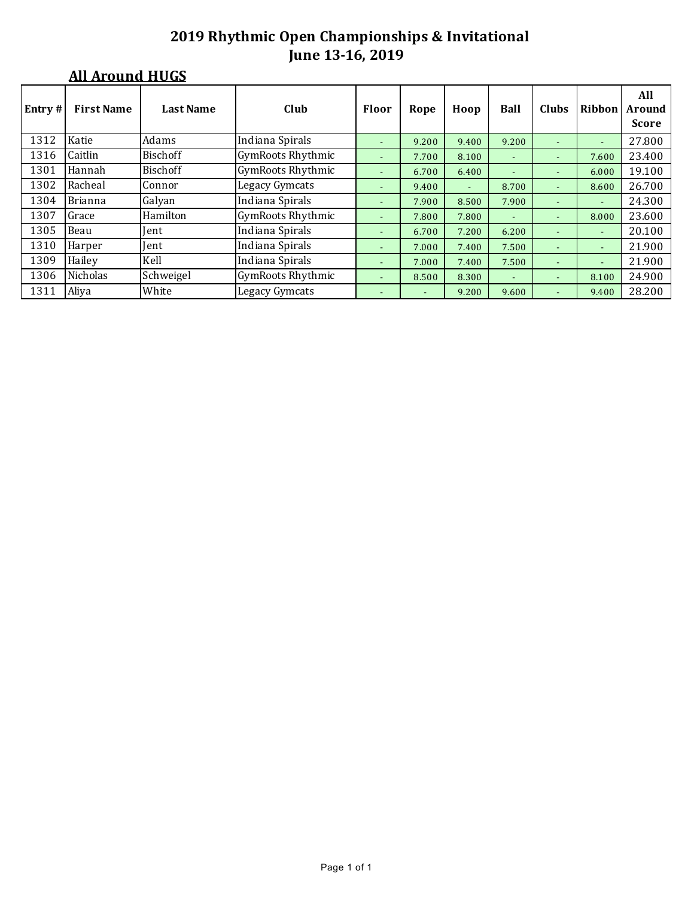# 2019 Rhythmic Open Championships & Invitational
## June 13-16, 2019

### All Around HUGS

| Entry # | First Name | Last Name | Club | Floor | Rope | Hoop | Ball | Clubs | Ribbon | All Around Score |
|---|---|---|---|---|---|---|---|---|---|---|
| 1312 | Katie | Adams | Indiana Spirals | - | 9.200 | 9.400 | 9.200 | - | - | 27.800 |
| 1316 | Caitlin | Bischoff | GymRoots Rhythmic | - | 7.700 | 8.100 | - | - | 7.600 | 23.400 |
| 1301 | Hannah | Bischoff | GymRoots Rhythmic | - | 6.700 | 6.400 | - | - | 6.000 | 19.100 |
| 1302 | Racheal | Connor | Legacy Gymcats | - | 9.400 | - | 8.700 | - | 8.600 | 26.700 |
| 1304 | Brianna | Galyan | Indiana Spirals | - | 7.900 | 8.500 | 7.900 | - | - | 24.300 |
| 1307 | Grace | Hamilton | GymRoots Rhythmic | - | 7.800 | 7.800 | - | - | 8.000 | 23.600 |
| 1305 | Beau | Jent | Indiana Spirals | - | 6.700 | 7.200 | 6.200 | - | - | 20.100 |
| 1310 | Harper | Jent | Indiana Spirals | - | 7.000 | 7.400 | 7.500 | - | - | 21.900 |
| 1309 | Hailey | Kell | Indiana Spirals | - | 7.000 | 7.400 | 7.500 | - | - | 21.900 |
| 1306 | Nicholas | Schweigel | GymRoots Rhythmic | - | 8.500 | 8.300 | - | - | 8.100 | 24.900 |
| 1311 | Aliya | White | Legacy Gymcats | - | - | 9.200 | 9.600 | - | 9.400 | 28.200 |